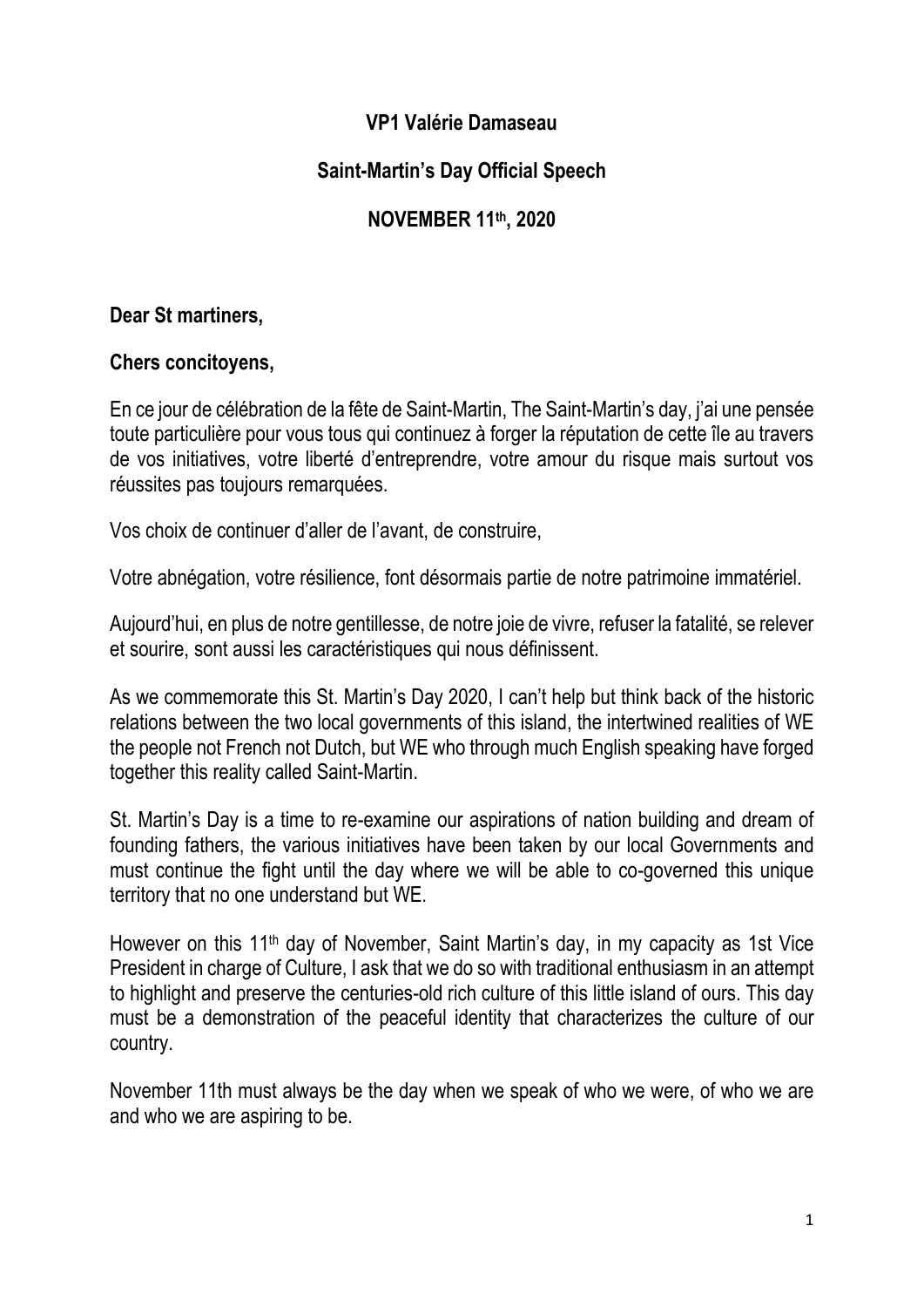**VP1 Valérie Damaseau**

**Saint-Martin's Day Official Speech**

**NOVEMBER 11th, 2020**

**Dear St martiners,**

**Chers concitoyens,**

En ce jour de célébration de la fête de Saint-Martin, The Saint-Martin's day, j'ai une pensée toute particulière pour vous tous qui continuez à forger la réputation de cette île au travers de vos initiatives, votre liberté d'entreprendre, votre amour du risque mais surtout vos réussites pas toujours remarquées.

Vos choix de continuer d'aller de l'avant, de construire,

Votre abnégation, votre résilience, font désormais partie de notre patrimoine immatériel.

Aujourd'hui, en plus de notre gentillesse, de notre joie de vivre, refuser la fatalité, se relever et sourire, sont aussi les caractéristiques qui nous définissent.

As we commemorate this St. Martin's Day 2020, I can't help but think back of the historic relations between the two local governments of this island, the intertwined realities of WE the people not French not Dutch, but WE who through much English speaking have forged together this reality called Saint-Martin.

St. Martin's Day is a time to re-examine our aspirations of nation building and dream of founding fathers, the various initiatives have been taken by our local Governments and must continue the fight until the day where we will be able to co-governed this unique territory that no one understand but WE.

However on this 11th day of November, Saint Martin's day, in my capacity as 1st Vice President in charge of Culture, I ask that we do so with traditional enthusiasm in an attempt to highlight and preserve the centuries-old rich culture of this little island of ours. This day must be a demonstration of the peaceful identity that characterizes the culture of our country.

November 11th must always be the day when we speak of who we were, of who we are and who we are aspiring to be.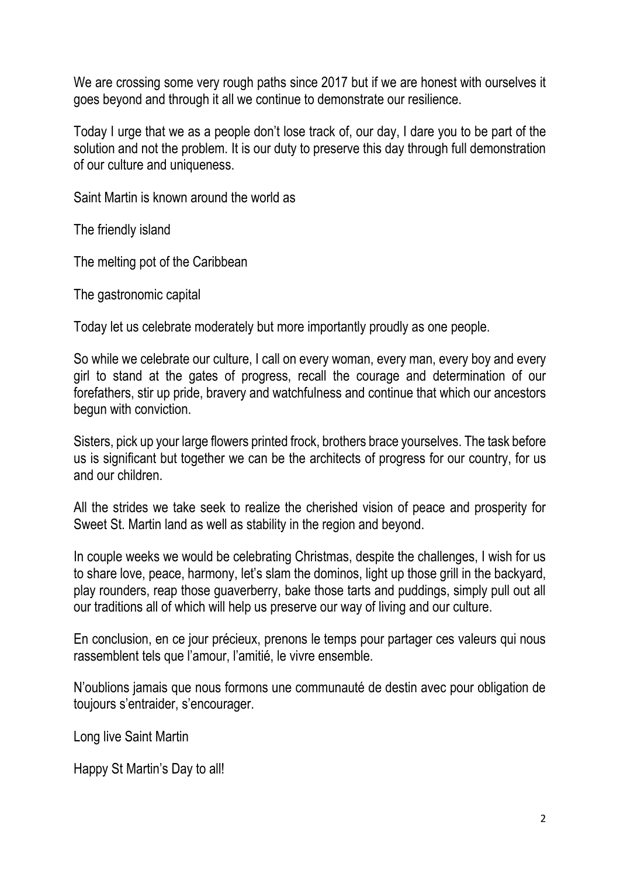We are crossing some very rough paths since 2017 but if we are honest with ourselves it goes beyond and through it all we continue to demonstrate our resilience.

Today I urge that we as a people don't lose track of, our day, I dare you to be part of the solution and not the problem. It is our duty to preserve this day through full demonstration of our culture and uniqueness.

Saint Martin is known around the world as

The friendly island

The melting pot of the Caribbean

The gastronomic capital

Today let us celebrate moderately but more importantly proudly as one people.

So while we celebrate our culture, I call on every woman, every man, every boy and every girl to stand at the gates of progress, recall the courage and determination of our forefathers, stir up pride, bravery and watchfulness and continue that which our ancestors begun with conviction.

Sisters, pick up your large flowers printed frock, brothers brace yourselves. The task before us is significant but together we can be the architects of progress for our country, for us and our children.

All the strides we take seek to realize the cherished vision of peace and prosperity for Sweet St. Martin land as well as stability in the region and beyond.

In couple weeks we would be celebrating Christmas, despite the challenges, I wish for us to share love, peace, harmony, let's slam the dominos, light up those grill in the backyard, play rounders, reap those guaverberry, bake those tarts and puddings, simply pull out all our traditions all of which will help us preserve our way of living and our culture.

En conclusion, en ce jour précieux, prenons le temps pour partager ces valeurs qui nous rassemblent tels que l'amour, l'amitié, le vivre ensemble.

N'oublions jamais que nous formons une communauté de destin avec pour obligation de toujours s'entraider, s'encourager.

Long live Saint Martin

Happy St Martin's Day to all!